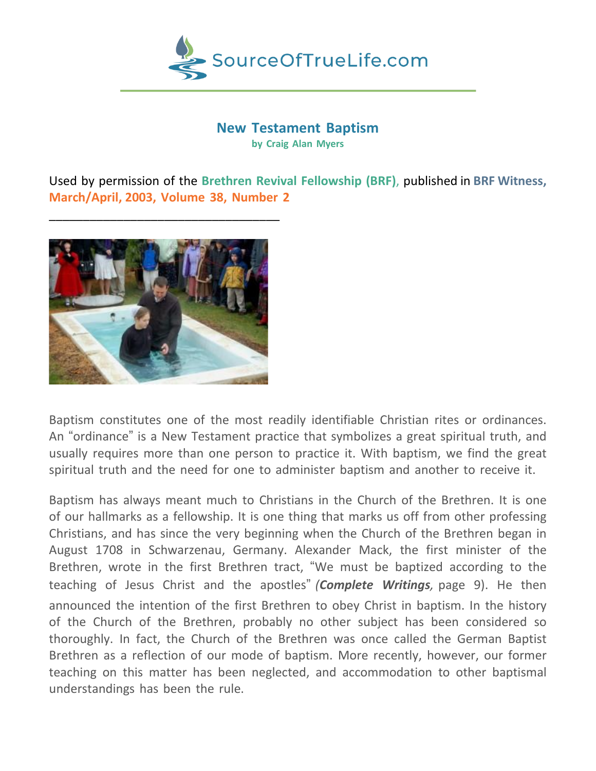SourceOfTrueLife.com

# New Testament Baptism

**by Craig Alan Myers**

Used by permission of the **Brethren Revival Fellowship (BRF)**, published in **BRF Witness, March/April, 2003, Volume 38, Number 2**

___________________________________

Baptism constitutes one of the most readily identifiable Christian rites or ordinances. An "ordinance" is a New Testament practice that symbolizes a great spiritual truth, and usually requires more than one person to practice it. With baptism, we find the great spiritual truth and the need for one to administer baptism and another to receive it.

Baptism has always meant much to Christians in the Church of the Brethren. It is one of our hallmarks as a fellowship. It is one thing that marks us off from other professing Christians, and has since the very beginning when the Church of the Brethren began in August 1708 in Schwarzenau, Germany. Alexander Mack, the first minister of the Brethren, wrote in the first Brethren tract, "We must be baptized according to the teaching of Jesus Christ and the apostles" (***Complete Writings,*** page 9). He then announced the intention of the first Brethren to obey Christ in baptism. In the history of the Church of the Brethren, probably no other subject has been considered so thoroughly. In fact, the Church of the Brethren was once called the German Baptist Brethren as a reflection of our mode of baptism. More recently, however, our former teaching on this matter has been neglected, and accommodation to other baptismal understandings has been the rule.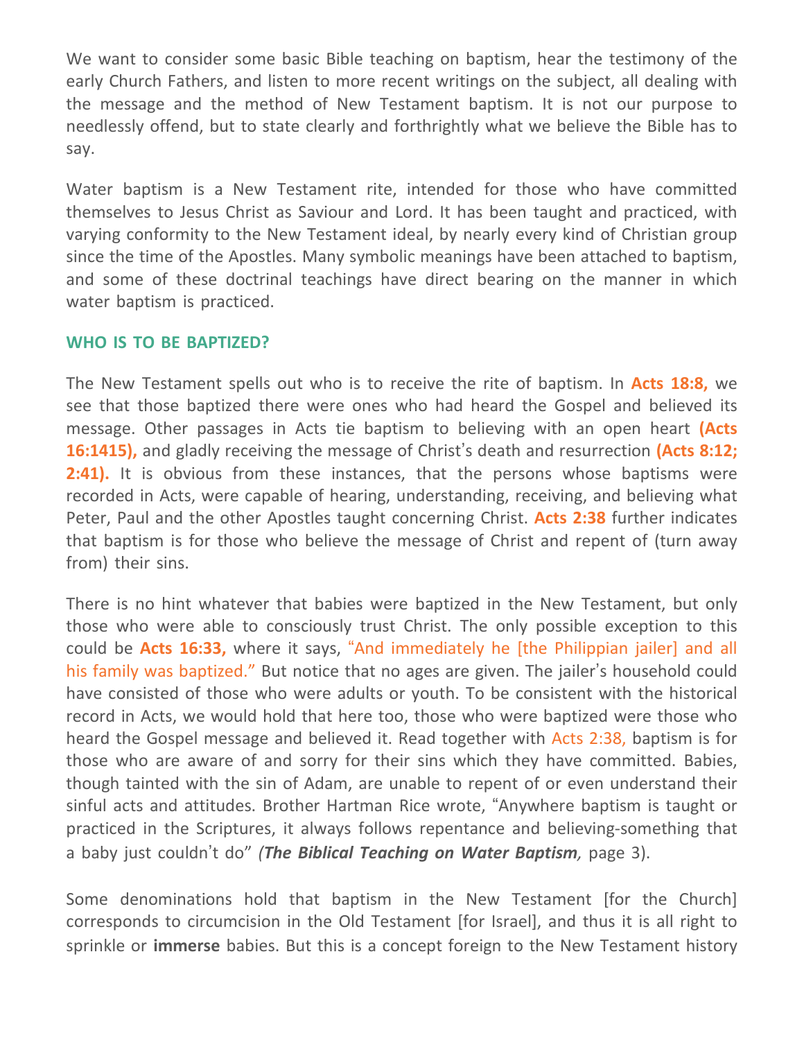We want to consider some basic Bible teaching on baptism, hear the testimony of the early Church Fathers, and listen to more recent writings on the subject, all dealing with the message and the method of New Testament baptism. It is not our purpose to needlessly offend, but to state clearly and forthrightly what we believe the Bible has to say.

Water baptism is a New Testament rite, intended for those who have committed themselves to Jesus Christ as Saviour and Lord. It has been taught and practiced, with varying conformity to the New Testament ideal, by nearly every kind of Christian group since the time of the Apostles. Many symbolic meanings have been attached to baptism, and some of these doctrinal teachings have direct bearing on the manner in which water baptism is practiced.

### WHO IS TO BE BAPTIZED?

The New Testament spells out who is to receive the rite of baptism. In **Acts 18:8,** we see that those baptized there were ones who had heard the Gospel and believed its message. Other passages in Acts tie baptism to believing with an open heart **(Acts 16:1415),** and gladly receiving the message of Christ's death and resurrection **(Acts 8:12; 2:41).** It is obvious from these instances, that the persons whose baptisms were recorded in Acts, were capable of hearing, understanding, receiving, and believing what Peter, Paul and the other Apostles taught concerning Christ. **Acts 2:38** further indicates that baptism is for those who believe the message of Christ and repent of (turn away from) their sins.

There is no hint whatever that babies were baptized in the New Testament, but only those who were able to consciously trust Christ. The only possible exception to this could be **Acts 16:33,** where it says, "And immediately he [the Philippian jailer] and all his family was baptized." But notice that no ages are given. The jailer's household could have consisted of those who were adults or youth. To be consistent with the historical record in Acts, we would hold that here too, those who were baptized were those who heard the Gospel message and believed it. Read together with Acts 2:38, baptism is for those who are aware of and sorry for their sins which they have committed. Babies, though tainted with the sin of Adam, are unable to repent of or even understand their sinful acts and attitudes. Brother Hartman Rice wrote, "Anywhere baptism is taught or practiced in the Scriptures, it always follows repentance and believing-something that a baby just couldn't do" *(**The Biblical Teaching on Water Baptism,*** page 3).

Some denominations hold that baptism in the New Testament [for the Church] corresponds to circumcision in the Old Testament [for Israel], and thus it is all right to sprinkle or **immerse** babies. But this is a concept foreign to the New Testament history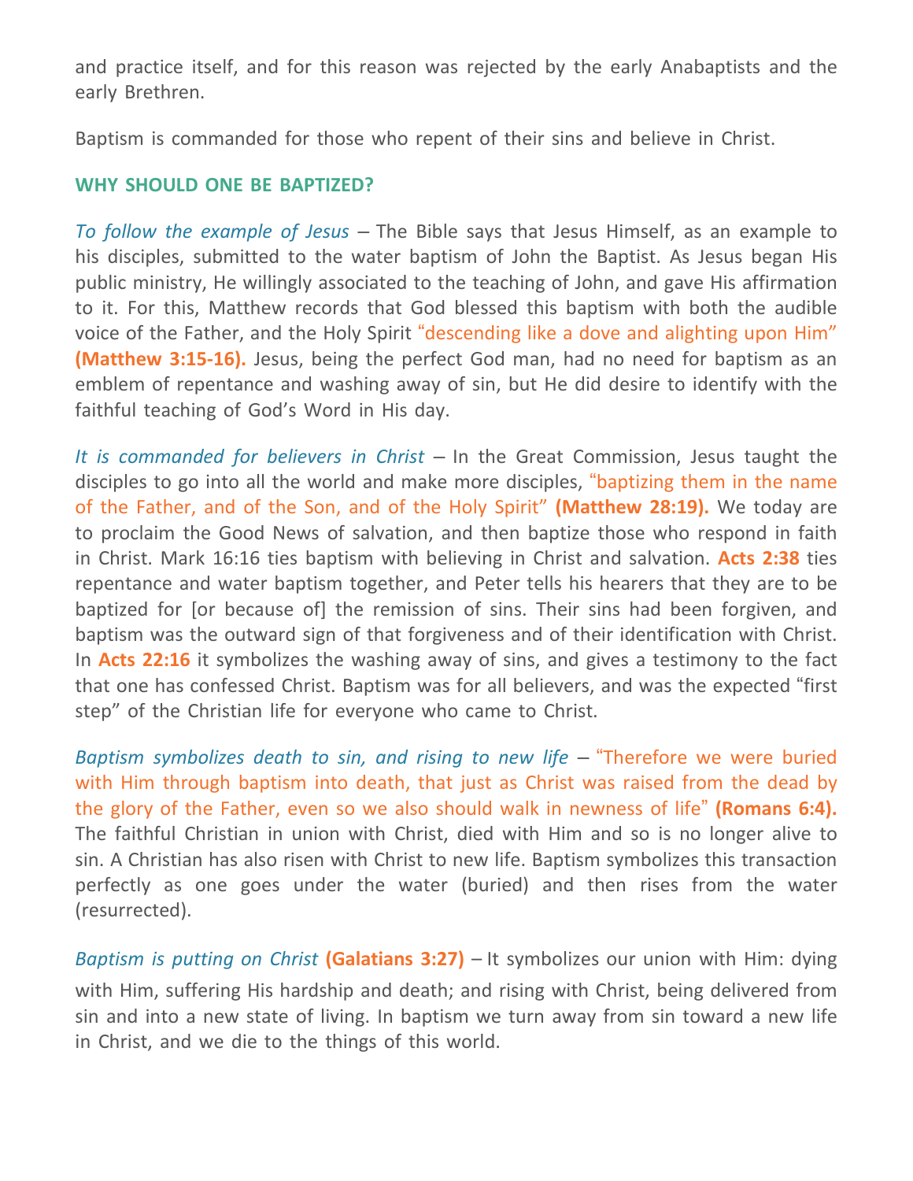and practice itself, and for this reason was rejected by the early Anabaptists and the early Brethren.

Baptism is commanded for those who repent of their sins and believe in Christ.

## WHY SHOULD ONE BE BAPTIZED?

*To follow the example of Jesus* – The Bible says that Jesus Himself, as an example to his disciples, submitted to the water baptism of John the Baptist. As Jesus began His public ministry, He willingly associated to the teaching of John, and gave His affirmation to it. For this, Matthew records that God blessed this baptism with both the audible voice of the Father, and the Holy Spirit "descending like a dove and alighting upon Him" **(Matthew 3:15-16).** Jesus, being the perfect God man, had no need for baptism as an emblem of repentance and washing away of sin, but He did desire to identify with the faithful teaching of God's Word in His day.

*It is commanded for believers in Christ* – In the Great Commission, Jesus taught the disciples to go into all the world and make more disciples, "baptizing them in the name of the Father, and of the Son, and of the Holy Spirit" **(Matthew 28:19).** We today are to proclaim the Good News of salvation, and then baptize those who respond in faith in Christ. Mark 16:16 ties baptism with believing in Christ and salvation. **Acts 2:38** ties repentance and water baptism together, and Peter tells his hearers that they are to be baptized for [or because of] the remission of sins. Their sins had been forgiven, and baptism was the outward sign of that forgiveness and of their identification with Christ. In **Acts 22:16** it symbolizes the washing away of sins, and gives a testimony to the fact that one has confessed Christ. Baptism was for all believers, and was the expected "first step" of the Christian life for everyone who came to Christ.

*Baptism symbolizes death to sin, and rising to new life* – "Therefore we were buried with Him through baptism into death, that just as Christ was raised from the dead by the glory of the Father, even so we also should walk in newness of life" **(Romans 6:4).** The faithful Christian in union with Christ, died with Him and so is no longer alive to sin. A Christian has also risen with Christ to new life. Baptism symbolizes this transaction perfectly as one goes under the water (buried) and then rises from the water (resurrected).

*Baptism is putting on Christ* **(Galatians 3:27)** – It symbolizes our union with Him: dying with Him, suffering His hardship and death; and rising with Christ, being delivered from sin and into a new state of living. In baptism we turn away from sin toward a new life in Christ, and we die to the things of this world.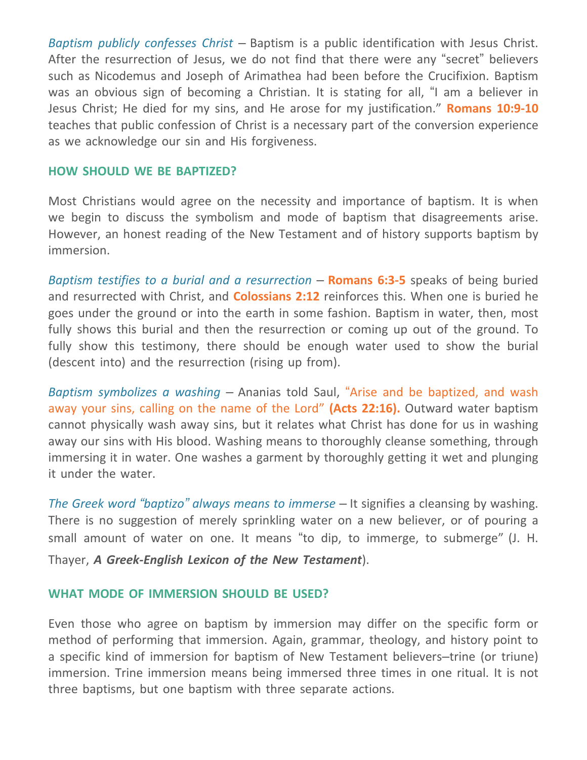*Baptism publicly confesses Christ* – Baptism is a public identification with Jesus Christ. After the resurrection of Jesus, we do not find that there were any "secret" believers such as Nicodemus and Joseph of Arimathea had been before the Crucifixion. Baptism was an obvious sign of becoming a Christian. It is stating for all, "I am a believer in Jesus Christ; He died for my sins, and He arose for my justification." **Romans 10:9-10** teaches that public confession of Christ is a necessary part of the conversion experience as we acknowledge our sin and His forgiveness.

## HOW SHOULD WE BE BAPTIZED?

Most Christians would agree on the necessity and importance of baptism. It is when we begin to discuss the symbolism and mode of baptism that disagreements arise. However, an honest reading of the New Testament and of history supports baptism by immersion.

*Baptism testifies to a burial and a resurrection* – **Romans 6:3-5** speaks of being buried and resurrected with Christ, and **Colossians 2:12** reinforces this. When one is buried he goes under the ground or into the earth in some fashion. Baptism in water, then, most fully shows this burial and then the resurrection or coming up out of the ground. To fully show this testimony, there should be enough water used to show the burial (descent into) and the resurrection (rising up from).

*Baptism symbolizes a washing* – Ananias told Saul, "Arise and be baptized, and wash away your sins, calling on the name of the Lord" **(Acts 22:16).** Outward water baptism cannot physically wash away sins, but it relates what Christ has done for us in washing away our sins with His blood. Washing means to thoroughly cleanse something, through immersing it in water. One washes a garment by thoroughly getting it wet and plunging it under the water.

*The Greek word "baptizo" always means to immerse* – It signifies a cleansing by washing. There is no suggestion of merely sprinkling water on a new believer, or of pouring a small amount of water on one. It means "to dip, to immerge, to submerge" (J. H. Thayer, ***A Greek-English Lexicon of the New Testament***).

## WHAT MODE OF IMMERSION SHOULD BE USED?

Even those who agree on baptism by immersion may differ on the specific form or method of performing that immersion. Again, grammar, theology, and history point to a specific kind of immersion for baptism of New Testament believers–trine (or triune) immersion. Trine immersion means being immersed three times in one ritual. It is not three baptisms, but one baptism with three separate actions.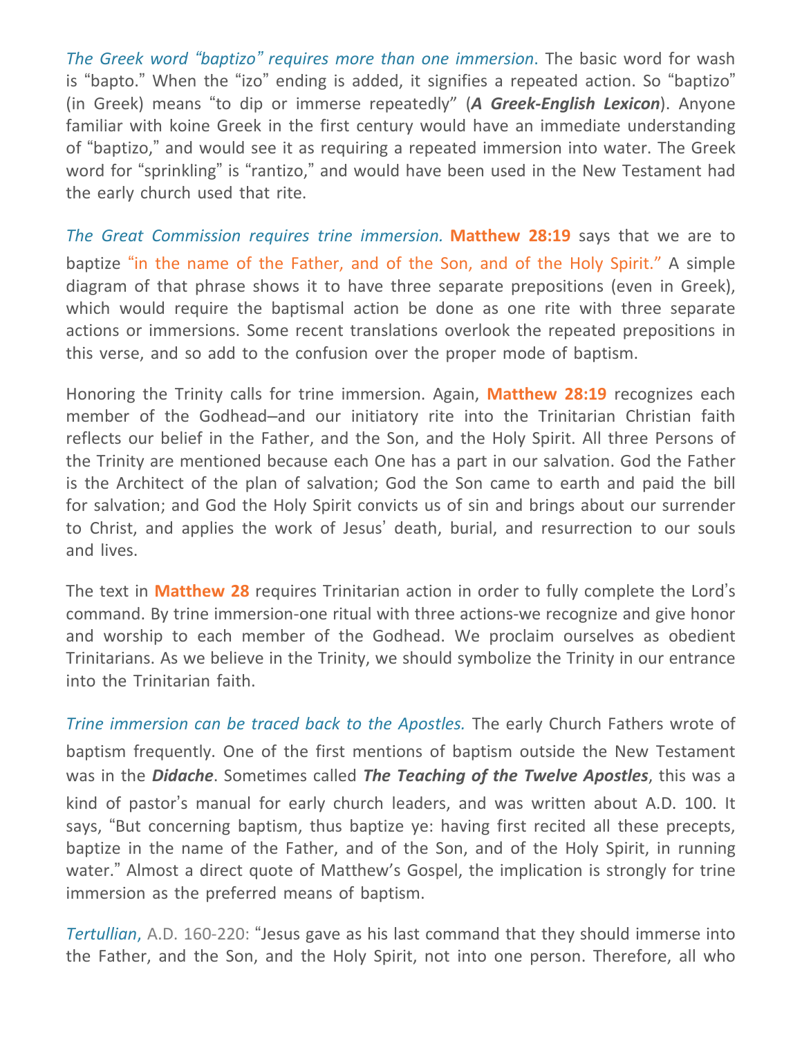*The Greek word "baptizo" requires more than one immersion.* The basic word for wash is "bapto." When the "izo" ending is added, it signifies a repeated action. So "baptizo" (in Greek) means "to dip or immerse repeatedly" (***A Greek-English Lexicon***). Anyone familiar with koine Greek in the first century would have an immediate understanding of "baptizo," and would see it as requiring a repeated immersion into water. The Greek word for "sprinkling" is "rantizo," and would have been used in the New Testament had the early church used that rite.

*The Great Commission requires trine immersion.* **Matthew 28:19** says that we are to baptize "in the name of the Father, and of the Son, and of the Holy Spirit." A simple diagram of that phrase shows it to have three separate prepositions (even in Greek), which would require the baptismal action be done as one rite with three separate actions or immersions. Some recent translations overlook the repeated prepositions in this verse, and so add to the confusion over the proper mode of baptism.

Honoring the Trinity calls for trine immersion. Again, **Matthew 28:19** recognizes each member of the Godhead–and our initiatory rite into the Trinitarian Christian faith reflects our belief in the Father, and the Son, and the Holy Spirit. All three Persons of the Trinity are mentioned because each One has a part in our salvation. God the Father is the Architect of the plan of salvation; God the Son came to earth and paid the bill for salvation; and God the Holy Spirit convicts us of sin and brings about our surrender to Christ, and applies the work of Jesus' death, burial, and resurrection to our souls and lives.

The text in **Matthew 28** requires Trinitarian action in order to fully complete the Lord's command. By trine immersion-one ritual with three actions-we recognize and give honor and worship to each member of the Godhead. We proclaim ourselves as obedient Trinitarians. As we believe in the Trinity, we should symbolize the Trinity in our entrance into the Trinitarian faith.

*Trine immersion can be traced back to the Apostles.* The early Church Fathers wrote of baptism frequently. One of the first mentions of baptism outside the New Testament was in the ***Didache***. Sometimes called ***The Teaching of the Twelve Apostles***, this was a kind of pastor's manual for early church leaders, and was written about A.D. 100. It says, "But concerning baptism, thus baptize ye: having first recited all these precepts, baptize in the name of the Father, and of the Son, and of the Holy Spirit, in running water." Almost a direct quote of Matthew's Gospel, the implication is strongly for trine immersion as the preferred means of baptism.

*Tertullian*, A.D. 160-220: "Jesus gave as his last command that they should immerse into the Father, and the Son, and the Holy Spirit, not into one person. Therefore, all who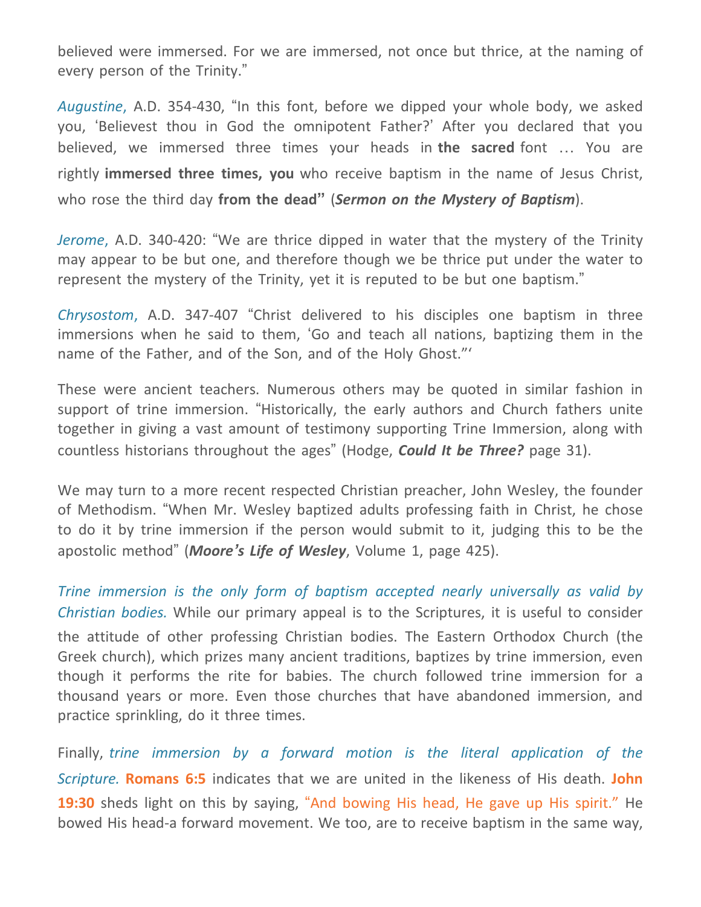believed were immersed. For we are immersed, not once but thrice, at the naming of every person of the Trinity."

*Augustine*, A.D. 354-430, "In this font, before we dipped your whole body, we asked you, 'Believest thou in God the omnipotent Father?' After you declared that you believed, we immersed three times your heads in **the sacred** font … You are rightly **immersed three times, you** who receive baptism in the name of Jesus Christ, who rose the third day **from the dead"** (***Sermon on the Mystery of Baptism***).

*Jerome*, A.D. 340-420: "We are thrice dipped in water that the mystery of the Trinity may appear to be but one, and therefore though we be thrice put under the water to represent the mystery of the Trinity, yet it is reputed to be but one baptism."

*Chrysostom*, A.D. 347-407 "Christ delivered to his disciples one baptism in three immersions when he said to them, 'Go and teach all nations, baptizing them in the name of the Father, and of the Son, and of the Holy Ghost."'

These were ancient teachers. Numerous others may be quoted in similar fashion in support of trine immersion. "Historically, the early authors and Church fathers unite together in giving a vast amount of testimony supporting Trine Immersion, along with countless historians throughout the ages" (Hodge, ***Could It be Three?*** page 31).

We may turn to a more recent respected Christian preacher, John Wesley, the founder of Methodism. "When Mr. Wesley baptized adults professing faith in Christ, he chose to do it by trine immersion if the person would submit to it, judging this to be the apostolic method" (***Moore's Life of Wesley***, Volume 1, page 425).

*Trine immersion is the only form of baptism accepted nearly universally as valid by Christian bodies.* While our primary appeal is to the Scriptures, it is useful to consider the attitude of other professing Christian bodies. The Eastern Orthodox Church (the Greek church), which prizes many ancient traditions, baptizes by trine immersion, even though it performs the rite for babies. The church followed trine immersion for a thousand years or more. Even those churches that have abandoned immersion, and practice sprinkling, do it three times.

Finally, *trine immersion by a forward motion is the literal application of the Scripture.* **Romans 6:5** indicates that we are united in the likeness of His death. **John 19:30** sheds light on this by saying, "And bowing His head, He gave up His spirit." He bowed His head-a forward movement. We too, are to receive baptism in the same way,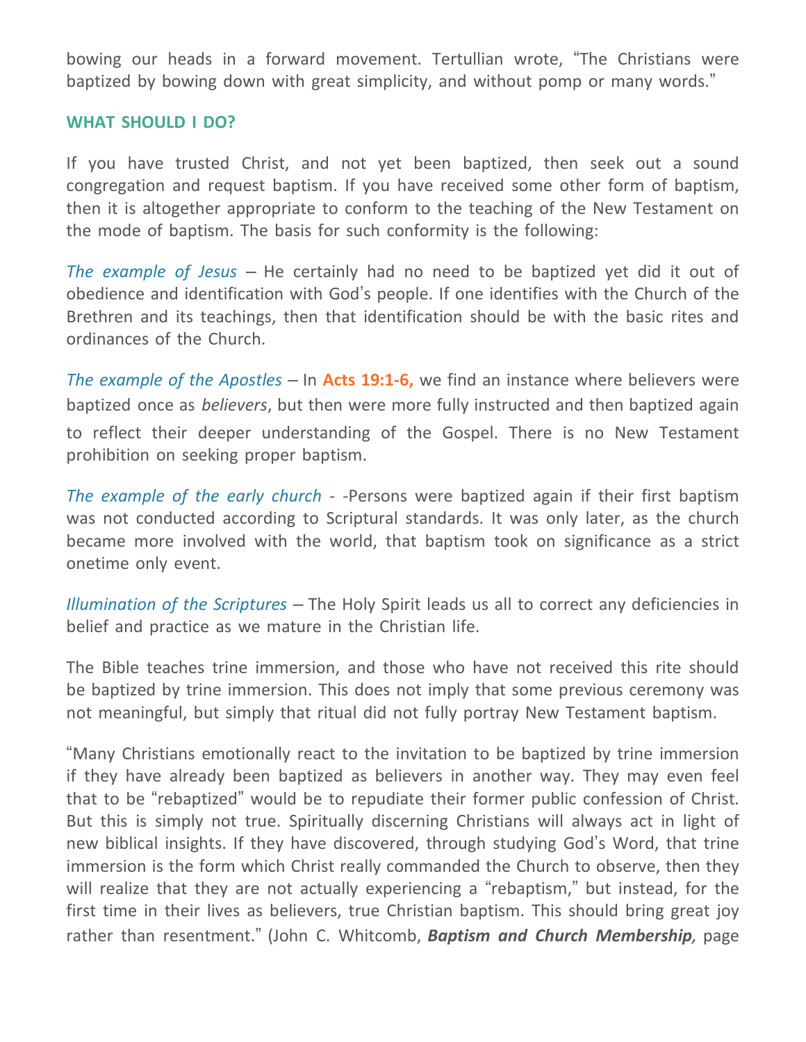bowing our heads in a forward movement. Tertullian wrote, "The Christians were baptized by bowing down with great simplicity, and without pomp or many words."

**WHAT SHOULD I DO?**

If you have trusted Christ, and not yet been baptized, then seek out a sound congregation and request baptism. If you have received some other form of baptism, then it is altogether appropriate to conform to the teaching of the New Testament on the mode of baptism. The basis for such conformity is the following:

*The example of Jesus* – He certainly had no need to be baptized yet did it out of obedience and identification with God's people. If one identifies with the Church of the Brethren and its teachings, then that identification should be with the basic rites and ordinances of the Church.

*The example of the Apostles* – In **Acts 19:1-6,** we find an instance where believers were baptized once as *believers*, but then were more fully instructed and then baptized again to reflect their deeper understanding of the Gospel. There is no New Testament prohibition on seeking proper baptism.

*The example of the early church* - -Persons were baptized again if their first baptism was not conducted according to Scriptural standards. It was only later, as the church became more involved with the world, that baptism took on significance as a strict onetime only event.

*Illumination of the Scriptures* – The Holy Spirit leads us all to correct any deficiencies in belief and practice as we mature in the Christian life.

The Bible teaches trine immersion, and those who have not received this rite should be baptized by trine immersion. This does not imply that some previous ceremony was not meaningful, but simply that ritual did not fully portray New Testament baptism.

"Many Christians emotionally react to the invitation to be baptized by trine immersion if they have already been baptized as believers in another way. They may even feel that to be "rebaptized" would be to repudiate their former public confession of Christ. But this is simply not true. Spiritually discerning Christians will always act in light of new biblical insights. If they have discovered, through studying God's Word, that trine immersion is the form which Christ really commanded the Church to observe, then they will realize that they are not actually experiencing a "rebaptism," but instead, for the first time in their lives as believers, true Christian baptism. This should bring great joy rather than resentment." (John C. Whitcomb, ***Baptism and Church Membership,*** page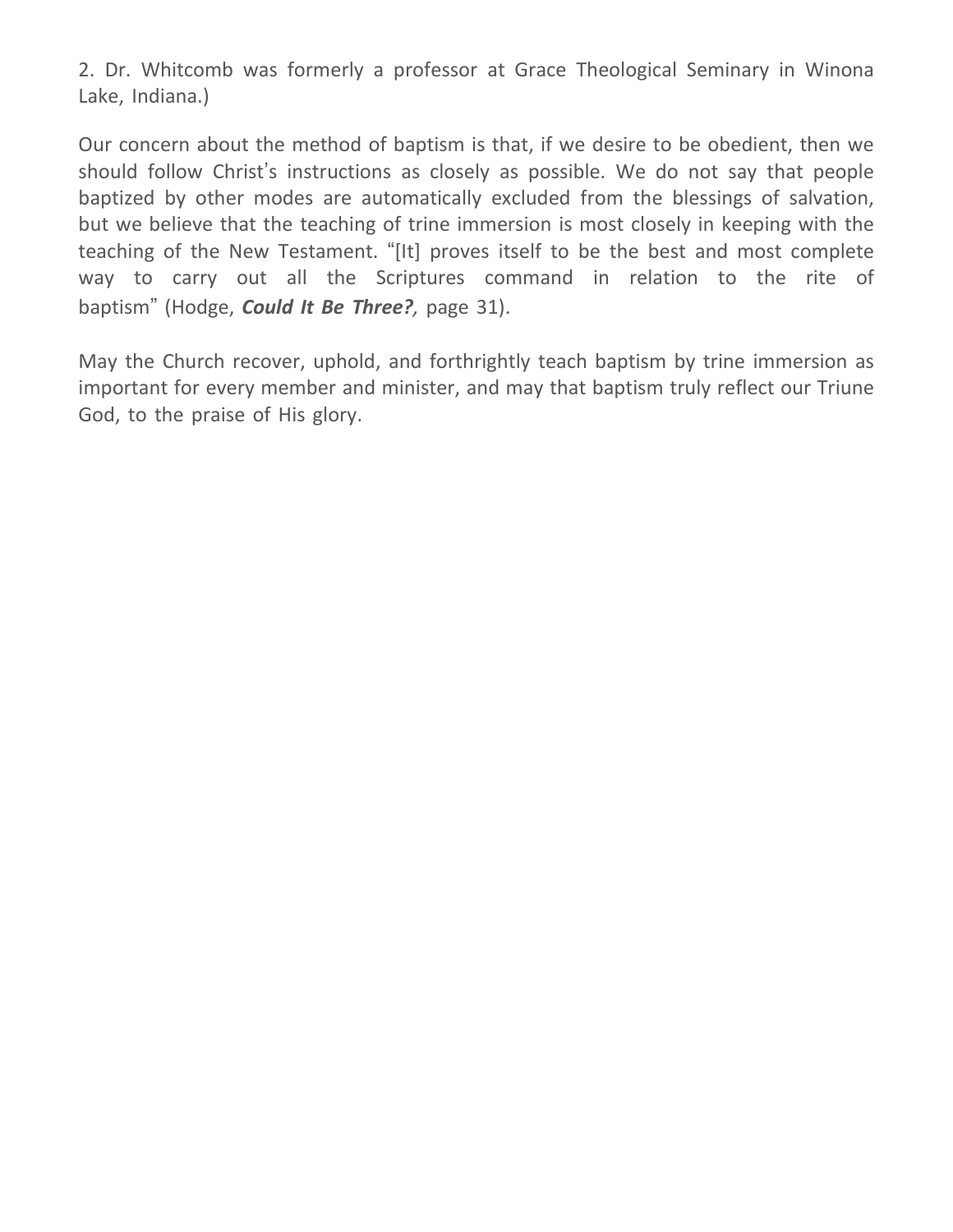2. Dr. Whitcomb was formerly a professor at Grace Theological Seminary in Winona Lake, Indiana.)

Our concern about the method of baptism is that, if we desire to be obedient, then we should follow Christ's instructions as closely as possible. We do not say that people baptized by other modes are automatically excluded from the blessings of salvation, but we believe that the teaching of trine immersion is most closely in keeping with the teaching of the New Testament. "[It] proves itself to be the best and most complete way to carry out all the Scriptures command in relation to the rite of baptism" (Hodge, ***Could It Be Three?,*** page 31).

May the Church recover, uphold, and forthrightly teach baptism by trine immersion as important for every member and minister, and may that baptism truly reflect our Triune God, to the praise of His glory.